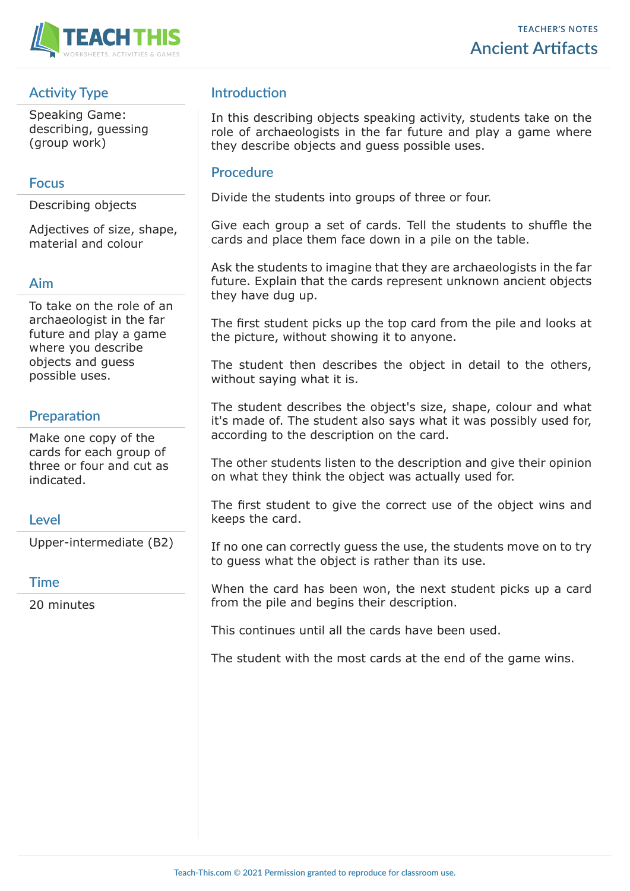TEACHER'S NOTES

# Ancient Artifacts

## Activity Type

Speaking Game: describing, guessing (group work)

## Focus

Describing objects

Adjectives of size, shape, material and colour

## Aim

To take on the role of an archaeologist in the far future and play a game where you describe objects and guess possible uses.

## Preparation

Make one copy of the cards for each group of three or four and cut as indicated.

## Level

Upper-intermediate (B2)

## Time

20 minutes

## Introduction

In this describing objects speaking activity, students take on the role of archaeologists in the far future and play a game where they describe objects and guess possible uses.

## Procedure

Divide the students into groups of three or four.

Give each group a set of cards. Tell the students to shuffle the cards and place them face down in a pile on the table.

Ask the students to imagine that they are archaeologists in the far future. Explain that the cards represent unknown ancient objects they have dug up.

The first student picks up the top card from the pile and looks at the picture, without showing it to anyone.

The student then describes the object in detail to the others, without saying what it is.

The student describes the object's size, shape, colour and what it's made of. The student also says what it was possibly used for, according to the description on the card.

The other students listen to the description and give their opinion on what they think the object was actually used for.

The first student to give the correct use of the object wins and keeps the card.

If no one can correctly guess the use, the students move on to try to guess what the object is rather than its use.

When the card has been won, the next student picks up a card from the pile and begins their description.

This continues until all the cards have been used.

The student with the most cards at the end of the game wins.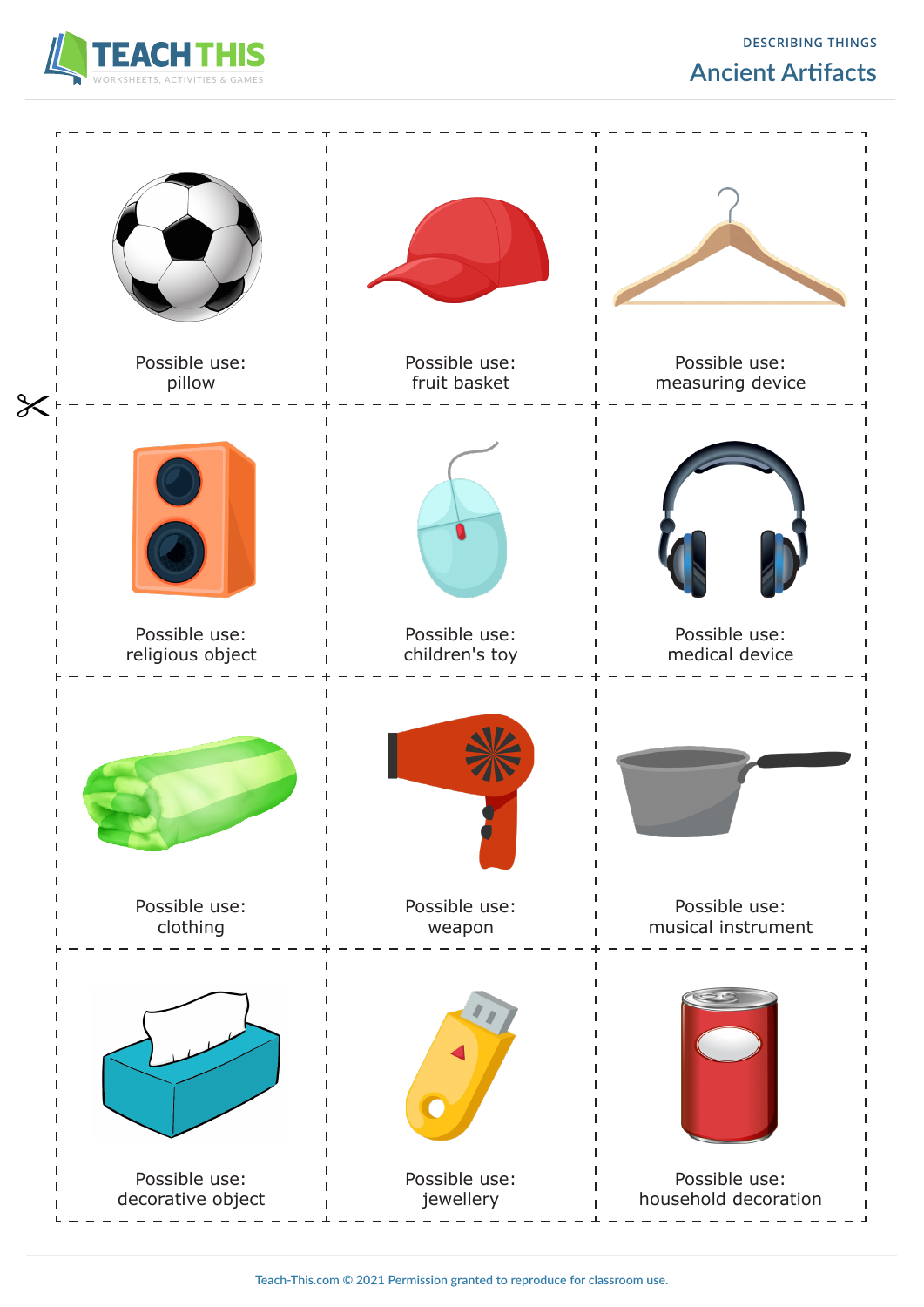# Ancient Artifacts

DESCRIBING THINGS

| | | |
|---|---|---|
| Possible use: pillow | Possible use: fruit basket | Possible use: measuring device |
| Possible use: religious object | Possible use: children's toy | Possible use: medical device |
| Possible use: clothing | Possible use: weapon | Possible use: musical instrument |
| Possible use: decorative object | Possible use: jewellery | Possible use: household decoration |

Teach-This.com © 2021 Permission granted to reproduce for classroom use.